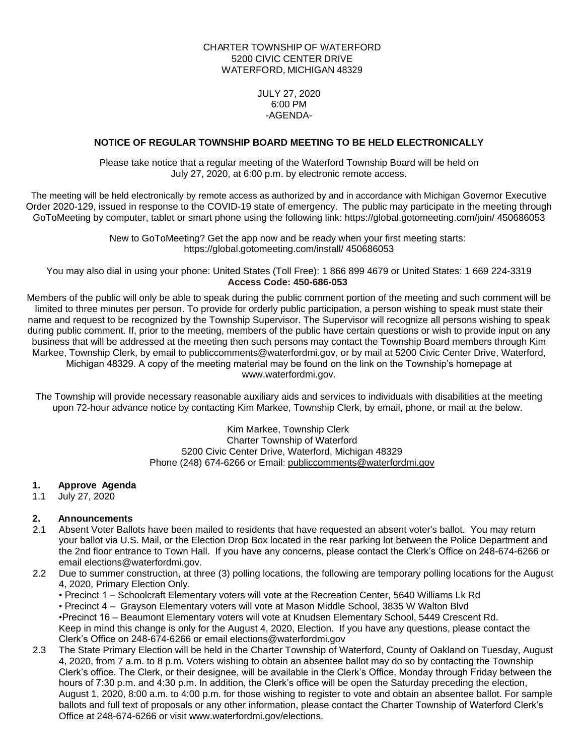CHARTER TOWNSHIP OF WATERFORD
5200 CIVIC CENTER DRIVE
WATERFORD, MICHIGAN 48329

JULY 27, 2020
6:00 PM
-AGENDA-

**NOTICE OF REGULAR TOWNSHIP BOARD MEETING TO BE HELD ELECTRONICALLY**

Please take notice that a regular meeting of the Waterford Township Board will be held on July 27, 2020, at 6:00 p.m. by electronic remote access.

The meeting will be held electronically by remote access as authorized by and in accordance with Michigan Governor Executive Order 2020-129, issued in response to the COVID-19 state of emergency. The public may participate in the meeting through GoToMeeting by computer, tablet or smart phone using the following link: https://global.gotomeeting.com/join/ 450686053

New to GoToMeeting? Get the app now and be ready when your first meeting starts: https://global.gotomeeting.com/install/ 450686053

You may also dial in using your phone: United States (Toll Free): 1 866 899 4679 or United States: 1 669 224-3319
**Access Code: 450-686-053**

Members of the public will only be able to speak during the public comment portion of the meeting and such comment will be limited to three minutes per person. To provide for orderly public participation, a person wishing to speak must state their name and request to be recognized by the Township Supervisor. The Supervisor will recognize all persons wishing to speak during public comment. If, prior to the meeting, members of the public have certain questions or wish to provide input on any business that will be addressed at the meeting then such persons may contact the Township Board members through Kim Markee, Township Clerk, by email to publiccomments@waterfordmi.gov, or by mail at 5200 Civic Center Drive, Waterford, Michigan 48329. A copy of the meeting material may be found on the link on the Township's homepage at www.waterfordmi.gov.

The Township will provide necessary reasonable auxiliary aids and services to individuals with disabilities at the meeting upon 72-hour advance notice by contacting Kim Markee, Township Clerk, by email, phone, or mail at the below.

Kim Markee, Township Clerk
Charter Township of Waterford
5200 Civic Center Drive, Waterford, Michigan 48329
Phone (248) 674-6266 or Email: publiccomments@waterfordmi.gov

**1. Approve Agenda**

1.1 July 27, 2020

**2. Announcements**

2.1 Absent Voter Ballots have been mailed to residents that have requested an absent voter's ballot. You may return your ballot via U.S. Mail, or the Election Drop Box located in the rear parking lot between the Police Department and the 2nd floor entrance to Town Hall. If you have any concerns, please contact the Clerk's Office on 248-674-6266 or email elections@waterfordmi.gov.

2.2 Due to summer construction, at three (3) polling locations, the following are temporary polling locations for the August 4, 2020, Primary Election Only.
- Precinct 1 – Schoolcraft Elementary voters will vote at the Recreation Center, 5640 Williams Lk Rd
- Precinct 4 – Grayson Elementary voters will vote at Mason Middle School, 3835 W Walton Blvd
- Precinct 16 – Beaumont Elementary voters will vote at Knudsen Elementary School, 5449 Crescent Rd.

Keep in mind this change is only for the August 4, 2020, Election. If you have any questions, please contact the Clerk's Office on 248-674-6266 or email elections@waterfordmi.gov

2.3 The State Primary Election will be held in the Charter Township of Waterford, County of Oakland on Tuesday, August 4, 2020, from 7 a.m. to 8 p.m. Voters wishing to obtain an absentee ballot may do so by contacting the Township Clerk's office. The Clerk, or their designee, will be available in the Clerk's Office, Monday through Friday between the hours of 7:30 p.m. and 4:30 p.m. In addition, the Clerk's office will be open the Saturday preceding the election, August 1, 2020, 8:00 a.m. to 4:00 p.m. for those wishing to register to vote and obtain an absentee ballot. For sample ballots and full text of proposals or any other information, please contact the Charter Township of Waterford Clerk's Office at 248-674-6266 or visit www.waterfordmi.gov/elections.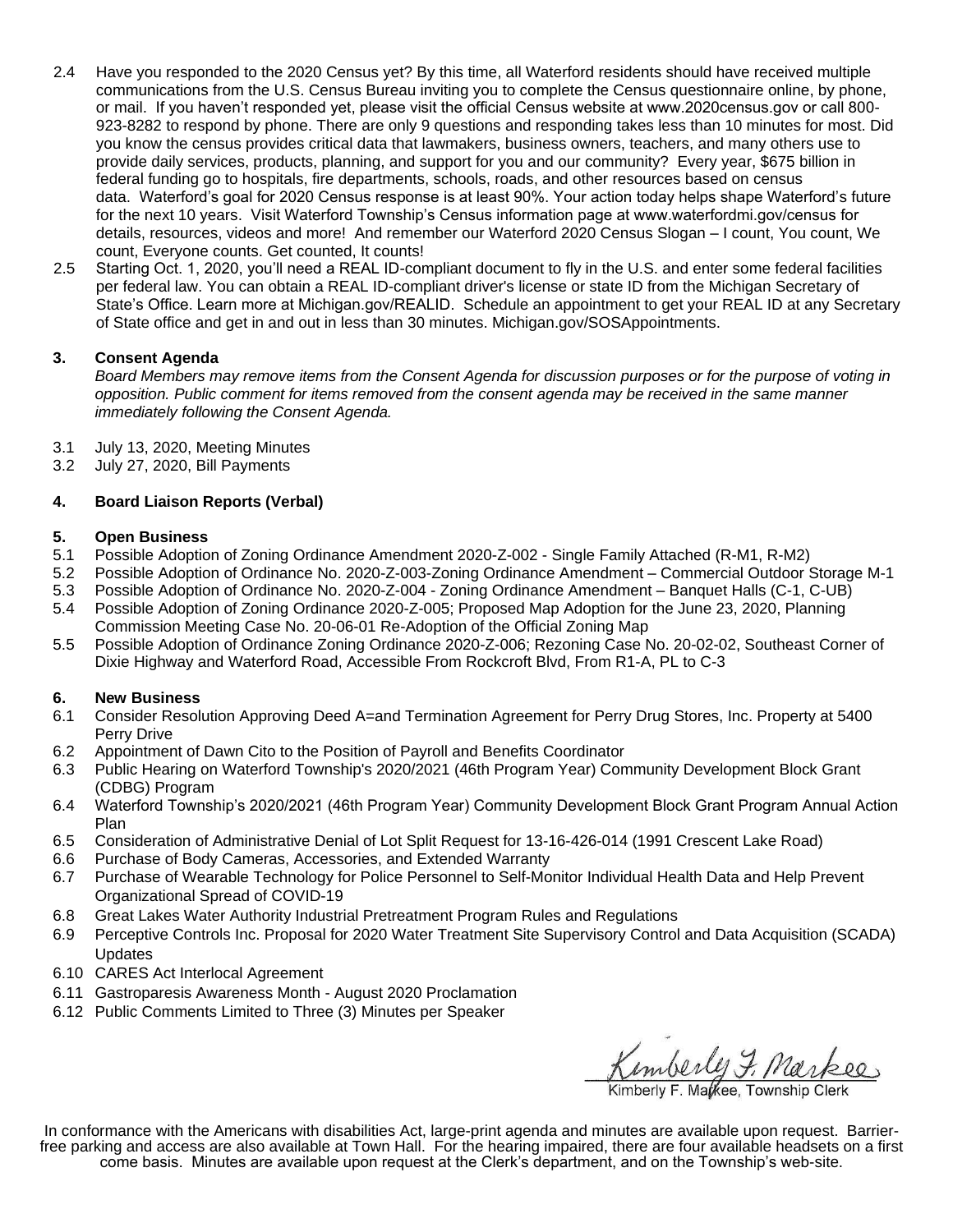2.4 Have you responded to the 2020 Census yet? By this time, all Waterford residents should have received multiple communications from the U.S. Census Bureau inviting you to complete the Census questionnaire online, by phone, or mail. If you haven't responded yet, please visit the official Census website at www.2020census.gov or call 800-923-8282 to respond by phone. There are only 9 questions and responding takes less than 10 minutes for most. Did you know the census provides critical data that lawmakers, business owners, teachers, and many others use to provide daily services, products, planning, and support for you and our community? Every year, $675 billion in federal funding go to hospitals, fire departments, schools, roads, and other resources based on census data. Waterford's goal for 2020 Census response is at least 90%. Your action today helps shape Waterford's future for the next 10 years. Visit Waterford Township's Census information page at www.waterfordmi.gov/census for details, resources, videos and more! And remember our Waterford 2020 Census Slogan – I count, You count, We count, Everyone counts. Get counted, It counts!

2.5 Starting Oct. 1, 2020, you'll need a REAL ID-compliant document to fly in the U.S. and enter some federal facilities per federal law. You can obtain a REAL ID-compliant driver's license or state ID from the Michigan Secretary of State's Office. Learn more at Michigan.gov/REALID. Schedule an appointment to get your REAL ID at any Secretary of State office and get in and out in less than 30 minutes. Michigan.gov/SOSAppointments.

**3. Consent Agenda**

*Board Members may remove items from the Consent Agenda for discussion purposes or for the purpose of voting in opposition. Public comment for items removed from the consent agenda may be received in the same manner immediately following the Consent Agenda.*

3.1 July 13, 2020, Meeting Minutes
3.2 July 27, 2020, Bill Payments

**4. Board Liaison Reports (Verbal)**

**5. Open Business**

5.1 Possible Adoption of Zoning Ordinance Amendment 2020-Z-002 - Single Family Attached (R-M1, R-M2)
5.2 Possible Adoption of Ordinance No. 2020-Z-003-Zoning Ordinance Amendment – Commercial Outdoor Storage M-1
5.3 Possible Adoption of Ordinance No. 2020-Z-004 - Zoning Ordinance Amendment – Banquet Halls (C-1, C-UB)
5.4 Possible Adoption of Zoning Ordinance 2020-Z-005; Proposed Map Adoption for the June 23, 2020, Planning Commission Meeting Case No. 20-06-01 Re-Adoption of the Official Zoning Map
5.5 Possible Adoption of Ordinance Zoning Ordinance 2020-Z-006; Rezoning Case No. 20-02-02, Southeast Corner of Dixie Highway and Waterford Road, Accessible From Rockcroft Blvd, From R1-A, PL to C-3

**6. New Business**

6.1 Consider Resolution Approving Deed A=and Termination Agreement for Perry Drug Stores, Inc. Property at 5400 Perry Drive
6.2 Appointment of Dawn Cito to the Position of Payroll and Benefits Coordinator
6.3 Public Hearing on Waterford Township's 2020/2021 (46th Program Year) Community Development Block Grant (CDBG) Program
6.4 Waterford Township's 2020/2021 (46th Program Year) Community Development Block Grant Program Annual Action Plan
6.5 Consideration of Administrative Denial of Lot Split Request for 13-16-426-014 (1991 Crescent Lake Road)
6.6 Purchase of Body Cameras, Accessories, and Extended Warranty
6.7 Purchase of Wearable Technology for Police Personnel to Self-Monitor Individual Health Data and Help Prevent Organizational Spread of COVID-19
6.8 Great Lakes Water Authority Industrial Pretreatment Program Rules and Regulations
6.9 Perceptive Controls Inc. Proposal for 2020 Water Treatment Site Supervisory Control and Data Acquisition (SCADA) Updates
6.10 CARES Act Interlocal Agreement
6.11 Gastroparesis Awareness Month - August 2020 Proclamation
6.12 Public Comments Limited to Three (3) Minutes per Speaker

Kimberly F. Markee

Kimberly F. Markee, Township Clerk

In conformance with the Americans with disabilities Act, large-print agenda and minutes are available upon request. Barrier-free parking and access are also available at Town Hall. For the hearing impaired, there are four available headsets on a first come basis. Minutes are available upon request at the Clerk's department, and on the Township's web-site.